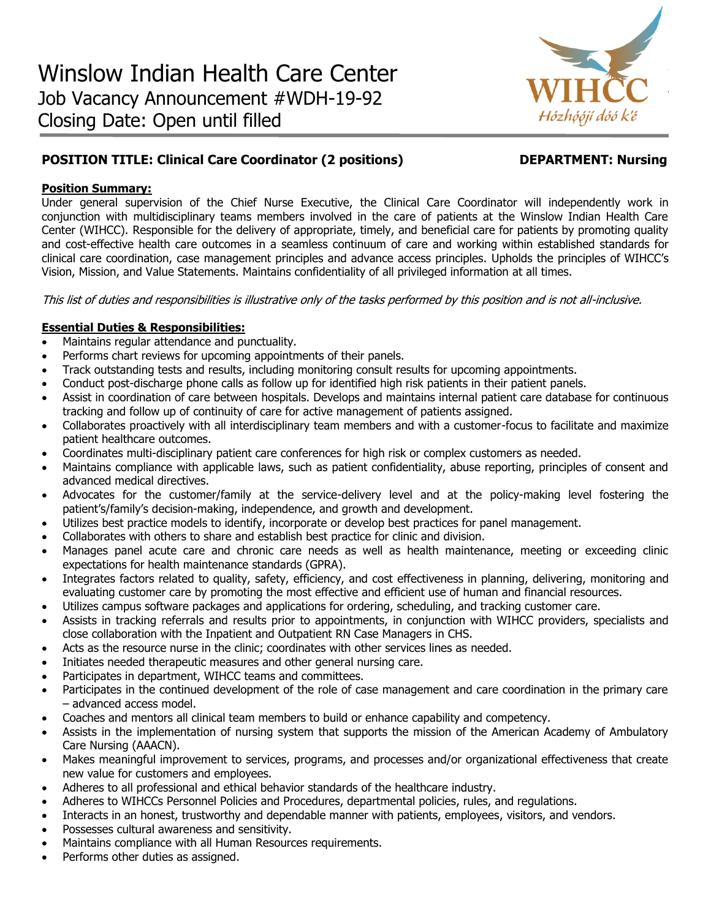# Winslow Indian Health Care Center

## Job Vacancy Announcement #WDH-19-92

## Closing Date: Open until filled

WIHCC
Hózhǫ́ǫ́jí dóó k'é

**POSITION TITLE: Clinical Care Coordinator (2 positions)** **DEPARTMENT: Nursing**

**Position Summary:**

Under general supervision of the Chief Nurse Executive, the Clinical Care Coordinator will independently work in conjunction with multidisciplinary teams members involved in the care of patients at the Winslow Indian Health Care Center (WIHCC). Responsible for the delivery of appropriate, timely, and beneficial care for patients by promoting quality and cost-effective health care outcomes in a seamless continuum of care and working within established standards for clinical care coordination, case management principles and advance access principles. Upholds the principles of WIHCC's Vision, Mission, and Value Statements. Maintains confidentiality of all privileged information at all times.

*This list of duties and responsibilities is illustrative only of the tasks performed by this position and is not all-inclusive.*

**Essential Duties & Responsibilities:**

- Maintains regular attendance and punctuality.
- Performs chart reviews for upcoming appointments of their panels.
- Track outstanding tests and results, including monitoring consult results for upcoming appointments.
- Conduct post-discharge phone calls as follow up for identified high risk patients in their patient panels.
- Assist in coordination of care between hospitals. Develops and maintains internal patient care database for continuous tracking and follow up of continuity of care for active management of patients assigned.
- Collaborates proactively with all interdisciplinary team members and with a customer-focus to facilitate and maximize patient healthcare outcomes.
- Coordinates multi-disciplinary patient care conferences for high risk or complex customers as needed.
- Maintains compliance with applicable laws, such as patient confidentiality, abuse reporting, principles of consent and advanced medical directives.
- Advocates for the customer/family at the service-delivery level and at the policy-making level fostering the patient's/family's decision-making, independence, and growth and development.
- Utilizes best practice models to identify, incorporate or develop best practices for panel management.
- Collaborates with others to share and establish best practice for clinic and division.
- Manages panel acute care and chronic care needs as well as health maintenance, meeting or exceeding clinic expectations for health maintenance standards (GPRA).
- Integrates factors related to quality, safety, efficiency, and cost effectiveness in planning, delivering, monitoring and evaluating customer care by promoting the most effective and efficient use of human and financial resources.
- Utilizes campus software packages and applications for ordering, scheduling, and tracking customer care.
- Assists in tracking referrals and results prior to appointments, in conjunction with WIHCC providers, specialists and close collaboration with the Inpatient and Outpatient RN Case Managers in CHS.
- Acts as the resource nurse in the clinic; coordinates with other services lines as needed.
- Initiates needed therapeutic measures and other general nursing care.
- Participates in department, WIHCC teams and committees.
- Participates in the continued development of the role of case management and care coordination in the primary care – advanced access model.
- Coaches and mentors all clinical team members to build or enhance capability and competency.
- Assists in the implementation of nursing system that supports the mission of the American Academy of Ambulatory Care Nursing (AAACN).
- Makes meaningful improvement to services, programs, and processes and/or organizational effectiveness that create new value for customers and employees.
- Adheres to all professional and ethical behavior standards of the healthcare industry.
- Adheres to WIHCCs Personnel Policies and Procedures, departmental policies, rules, and regulations.
- Interacts in an honest, trustworthy and dependable manner with patients, employees, visitors, and vendors.
- Possesses cultural awareness and sensitivity.
- Maintains compliance with all Human Resources requirements.
- Performs other duties as assigned.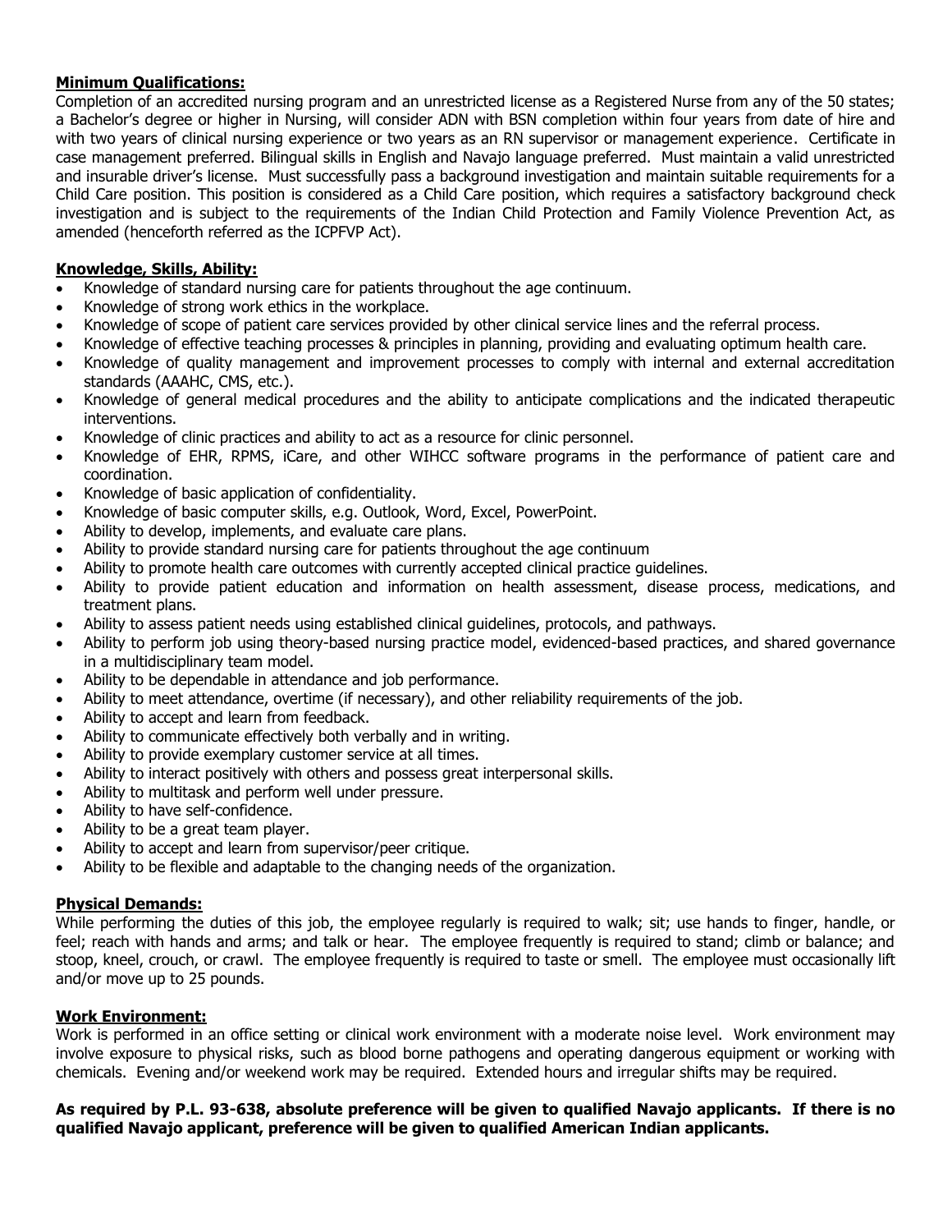**Minimum Qualifications:**

Completion of an accredited nursing program and an unrestricted license as a Registered Nurse from any of the 50 states; a Bachelor's degree or higher in Nursing, will consider ADN with BSN completion within four years from date of hire and with two years of clinical nursing experience or two years as an RN supervisor or management experience. Certificate in case management preferred. Bilingual skills in English and Navajo language preferred. Must maintain a valid unrestricted and insurable driver's license. Must successfully pass a background investigation and maintain suitable requirements for a Child Care position. This position is considered as a Child Care position, which requires a satisfactory background check investigation and is subject to the requirements of the Indian Child Protection and Family Violence Prevention Act, as amended (henceforth referred as the ICPFVP Act).

**Knowledge, Skills, Ability:**

- Knowledge of standard nursing care for patients throughout the age continuum.
- Knowledge of strong work ethics in the workplace.
- Knowledge of scope of patient care services provided by other clinical service lines and the referral process.
- Knowledge of effective teaching processes & principles in planning, providing and evaluating optimum health care.
- Knowledge of quality management and improvement processes to comply with internal and external accreditation standards (AAAHC, CMS, etc.).
- Knowledge of general medical procedures and the ability to anticipate complications and the indicated therapeutic interventions.
- Knowledge of clinic practices and ability to act as a resource for clinic personnel.
- Knowledge of EHR, RPMS, iCare, and other WIHCC software programs in the performance of patient care and coordination.
- Knowledge of basic application of confidentiality.
- Knowledge of basic computer skills, e.g. Outlook, Word, Excel, PowerPoint.
- Ability to develop, implements, and evaluate care plans.
- Ability to provide standard nursing care for patients throughout the age continuum
- Ability to promote health care outcomes with currently accepted clinical practice guidelines.
- Ability to provide patient education and information on health assessment, disease process, medications, and treatment plans.
- Ability to assess patient needs using established clinical guidelines, protocols, and pathways.
- Ability to perform job using theory-based nursing practice model, evidenced-based practices, and shared governance in a multidisciplinary team model.
- Ability to be dependable in attendance and job performance.
- Ability to meet attendance, overtime (if necessary), and other reliability requirements of the job.
- Ability to accept and learn from feedback.
- Ability to communicate effectively both verbally and in writing.
- Ability to provide exemplary customer service at all times.
- Ability to interact positively with others and possess great interpersonal skills.
- Ability to multitask and perform well under pressure.
- Ability to have self-confidence.
- Ability to be a great team player.
- Ability to accept and learn from supervisor/peer critique.
- Ability to be flexible and adaptable to the changing needs of the organization.

**Physical Demands:**

While performing the duties of this job, the employee regularly is required to walk; sit; use hands to finger, handle, or feel; reach with hands and arms; and talk or hear. The employee frequently is required to stand; climb or balance; and stoop, kneel, crouch, or crawl. The employee frequently is required to taste or smell. The employee must occasionally lift and/or move up to 25 pounds.

**Work Environment:**

Work is performed in an office setting or clinical work environment with a moderate noise level. Work environment may involve exposure to physical risks, such as blood borne pathogens and operating dangerous equipment or working with chemicals. Evening and/or weekend work may be required. Extended hours and irregular shifts may be required.

**As required by P.L. 93-638, absolute preference will be given to qualified Navajo applicants. If there is no qualified Navajo applicant, preference will be given to qualified American Indian applicants.**